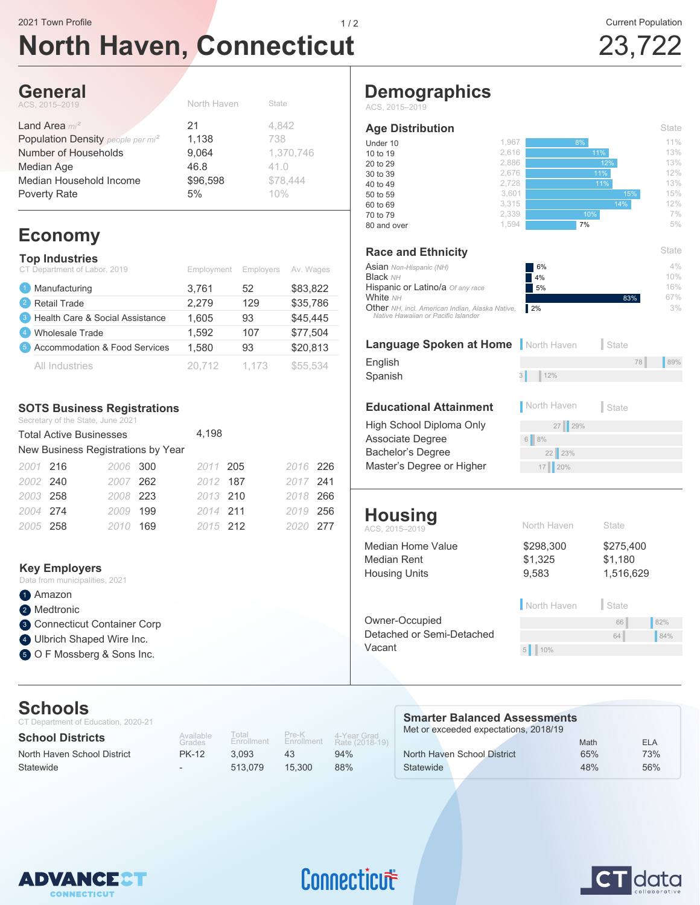2021 Town Profile

# North Haven, Connecticut

Current Population
23,722

## General
ACS, 2015–2019

| | North Haven | State |
|---|---|---|
| Land Area *mi²* | 21 | 4,842 |
| Population Density *people per mi²* | 1,138 | 738 |
| Number of Households | 9,064 | 1,370,746 |
| Median Age | 46.8 | 41.0 |
| Median Household Income | $96,598 | $78,444 |
| Poverty Rate | 5% | 10% |

## Economy

### Top Industries
CT Department of Labor, 2019

| | Employment | Employers | Av. Wages |
|---|---|---|---|
| 1 Manufacturing | 3,761 | 52 | $83,822 |
| 2 Retail Trade | 2,279 | 129 | $35,786 |
| 3 Health Care & Social Assistance | 1,605 | 93 | $45,445 |
| 4 Wholesale Trade | 1,592 | 107 | $77,504 |
| 5 Accommodation & Food Services | 1,580 | 93 | $20,813 |
| All Industries | 20,712 | 1,173 | $55,534 |

### SOTS Business Registrations
Secretary of the State, June 2021

Total Active Businesses 4,198

New Business Registrations by Year

| | | | | | | | |
|---|---|---|---|---|---|---|---|
| 2001 | 216 | 2006 | 300 | 2011 | 205 | 2016 | 226 |
| 2002 | 240 | 2007 | 262 | 2012 | 187 | 2017 | 241 |
| 2003 | 258 | 2008 | 223 | 2013 | 210 | 2018 | 266 |
| 2004 | 274 | 2009 | 199 | 2014 | 211 | 2019 | 256 |
| 2005 | 258 | 2010 | 169 | 2015 | 212 | 2020 | 277 |

### Key Employers
Data from municipalities, 2021

1. Amazon
2. Medtronic
3. Connecticut Container Corp
4. Ulbrich Shaped Wire Inc.
5. O F Mossberg & Sons Inc.

## Demographics
ACS, 2015–2019

### Age Distribution

State

Under 10 1,967 8% 11%
10 to 19 2,616 11% 13%
20 to 29 2,886 12% 13%
30 to 39 2,676 11% 12%
40 to 49 2,728 11% 13%
50 to 59 3,601 15% 15%
60 to 69 3,315 14% 12%
70 to 79 2,339 10% 7%
80 and over 1,594 7% 5%

### Race and Ethnicity

State

Asian *Non-Hispanic (NH)* 6% 4%
Black *NH* 4% 10%
Hispanic or Latino/a *Of any race* 5% 16%
White *NH* 83% 67%
Other *NH, incl. American Indian, Alaska Native, Native Hawaiian or Pacific Islander* 2% 3%

### Language Spoken at Home

North Haven | State

English 78 89%
Spanish 3 12%

### Educational Attainment

North Haven | State

High School Diploma Only 27 29%
Associate Degree 6 8%
Bachelor's Degree 22 23%
Master's Degree or Higher 17 20%

## Housing
ACS, 2015–2019

| | North Haven | State |
|---|---|---|
| Median Home Value | $298,300 | $275,400 |
| Median Rent | $1,325 | $1,180 |
| Housing Units | 9,583 | 1,516,629 |

North Haven | State

Owner-Occupied 66 82%
Detached or Semi-Detached 64 84%
Vacant 5 10%

## Schools
CT Department of Education, 2020-21

| School Districts | Available Grades | Total Enrollment | Pre-K Enrollment | 4-Year Grad Rate (2018-19) |
|---|---|---|---|---|
| North Haven School District | PK-12 | 3,093 | 43 | 94% |
| Statewide | - | 513,079 | 15,300 | 88% |

### Smarter Balanced Assessments
Met or exceeded expectations, 2018/19

| | Math | ELA |
|---|---|---|
| North Haven School District | 65% | 73% |
| Statewide | 48% | 56% |

ADVANCE CT CONNECTICUT | Connecticut | CT data collaborative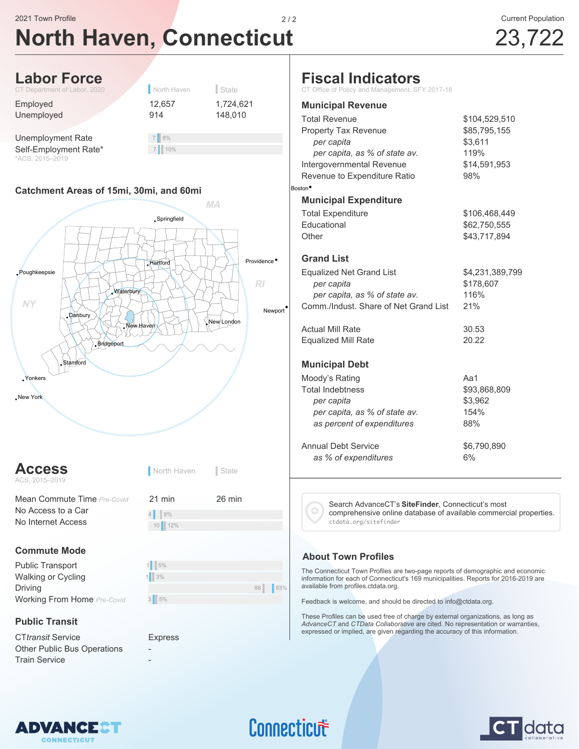2021 Town Profile

# North Haven, Connecticut

Current Population

23,722

## Labor Force

CT Department of Labor, 2020

| | North Haven | State |
|---|---|---|
| Employed | 12,657 | 1,724,621 |
| Unemployed | 914 | 148,010 |

Unemployment Rate
7
8%

Self-Employment Rate*
7
10%

*ACS, 2015–2019

### Catchment Areas of 15mi, 30mi, and 60mi

MA
Springfield
Hartford
Providence
Poughkeepsie
RI
Waterbury
NY
Newport
Danbury
New London
New Haven
Bridgeport
Stamford
Yonkers
New York
Boston

## Access

ACS, 2015–2019

| | North Haven | State |
|---|---|---|
| Mean Commute Time *Pre-Covid* | 21 min | 26 min |

No Access to a Car
4
9%

No Internet Access
10
12%

### Commute Mode

Public Transport
1
5%

Walking or Cycling
1
3%

Driving
86
93%

Working From Home *Pre-Covid*
3
5%

### Public Transit

| | |
|---|---|
| CT*transit* Service | Express |
| Other Public Bus Operations | - |
| Train Service | - |

## Fiscal Indicators

CT Office of Policy and Management, SFY 2017-18

### Municipal Revenue

| | |
|---|---|
| Total Revenue | $104,529,510 |
| Property Tax Revenue | $85,795,155 |
| *per capita* | $3,611 |
| *per capita, as % of state av.* | 119% |
| Intergovernmental Revenue | $14,591,953 |
| Revenue to Expenditure Ratio | 98% |

### Municipal Expenditure

| | |
|---|---|
| Total Expenditure | $106,468,449 |
| Educational | $62,750,555 |
| Other | $43,717,894 |

### Grand List

| | |
|---|---|
| Equalized Net Grand List | $4,231,389,799 |
| *per capita* | $178,607 |
| *per capita, as % of state av.* | 116% |
| Comm./Indust. Share of Net Grand List | 21% |
| Actual Mill Rate | 30.53 |
| Equalized Mill Rate | 20.22 |

### Municipal Debt

| | |
|---|---|
| Moody's Rating | Aa1 |
| Total Indebtness | $93,868,809 |
| *per capita* | $3,962 |
| *per capita, as % of state av.* | 154% |
| *as percent of expenditures* | 88% |
| Annual Debt Service | $6,790,890 |
| *as % of expenditures* | 6% |

Search AdvanceCT's **SiteFinder**, Connecticut's most comprehensive online database of commercial properties.
ctdata.org/sitefinder

### About Town Profiles

The Connecticut Town Profiles are two-page reports of demographic and economic information for each of Connecticut's 169 municipalities. Reports for 2016-2019 are available from profiles.ctdata.org.

Feedback is welcome, and should be directed to info@ctdata.org.

These Profiles can be used free of charge by external organizations, as long as *AdvanceCT* and *CTData Collaborative* are cited. No representation or warranties, expressed or implied, are given regarding the accuracy of this information.

ADVANCE CT CONNECTICUT
Connecticut
CT data collaborative